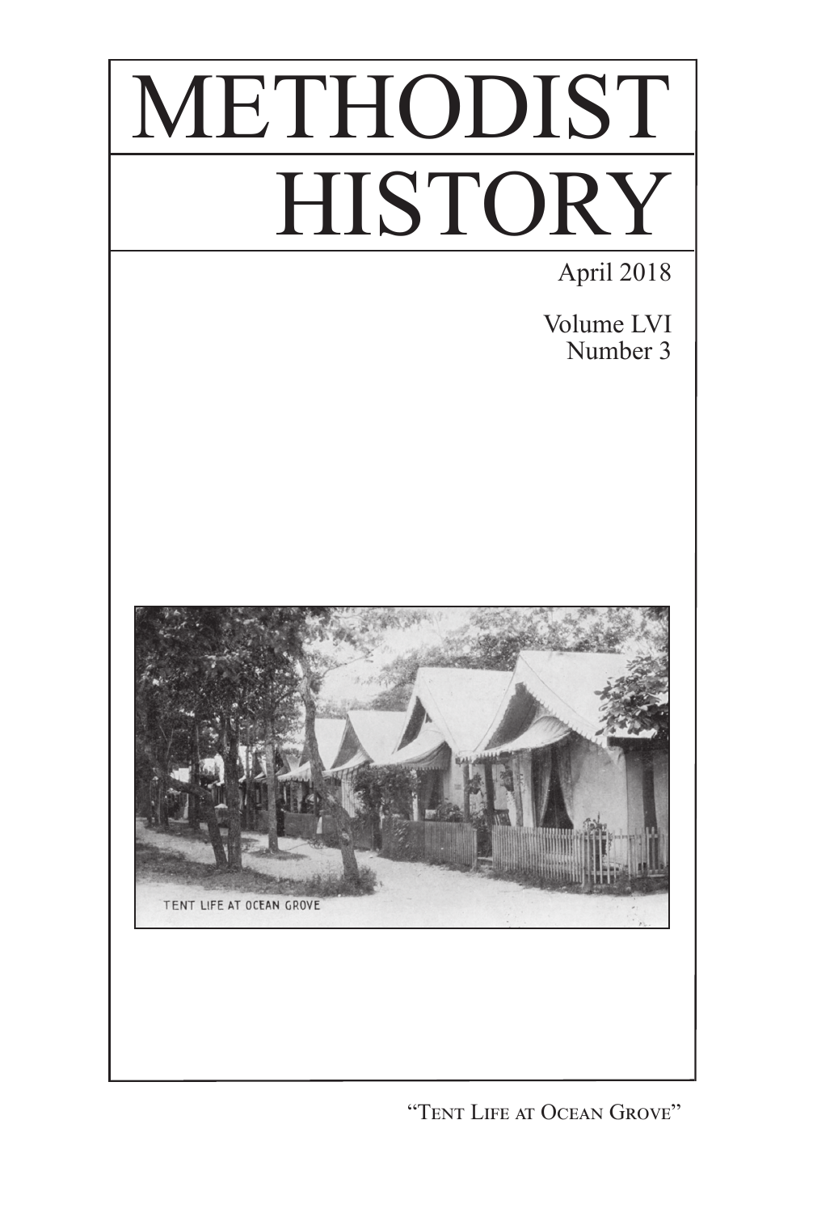# METHODIST HISTORY

April 2018

Volume LVI
Number 3

TENT LIFE AT OCEAN GROVE

"Tent Life at Ocean Grove"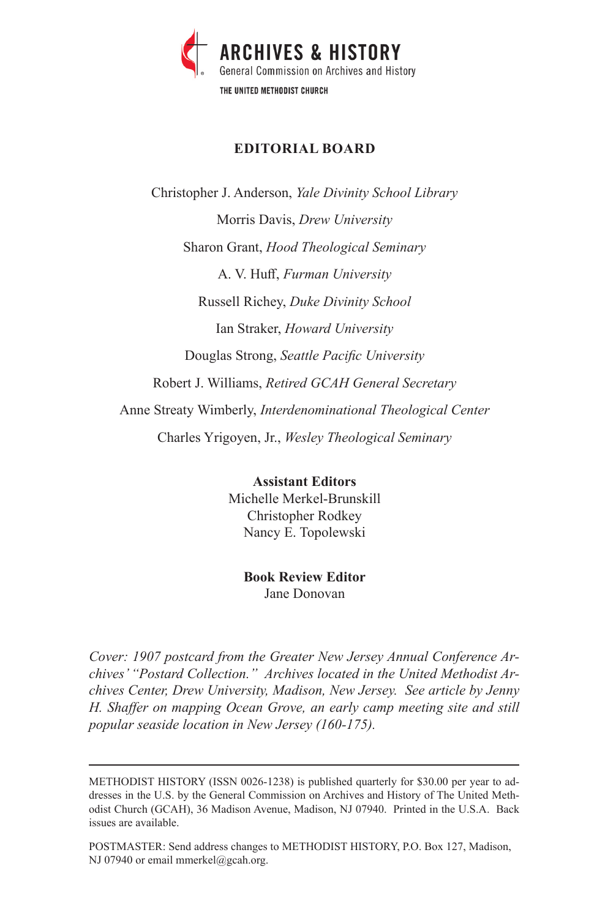**ARCHIVES & HISTORY**
General Commission on Archives and History
THE UNITED METHODIST CHURCH

## EDITORIAL BOARD

Christopher J. Anderson, *Yale Divinity School Library*

Morris Davis, *Drew University*

Sharon Grant, *Hood Theological Seminary*

A. V. Huff, *Furman University*

Russell Richey, *Duke Divinity School*

Ian Straker, *Howard University*

Douglas Strong, *Seattle Pacific University*

Robert J. Williams, *Retired GCAH General Secretary*

Anne Streaty Wimberly, *Interdenominational Theological Center*

Charles Yrigoyen, Jr., *Wesley Theological Seminary*

**Assistant Editors**
Michelle Merkel-Brunskill
Christopher Rodkey
Nancy E. Topolewski

**Book Review Editor**
Jane Donovan

*Cover: 1907 postcard from the Greater New Jersey Annual Conference Archives' "Postard Collection." Archives located in the United Methodist Archives Center, Drew University, Madison, New Jersey. See article by Jenny H. Shaffer on mapping Ocean Grove, an early camp meeting site and still popular seaside location in New Jersey (160-175).*

---

METHODIST HISTORY (ISSN 0026-1238) is published quarterly for $30.00 per year to addresses in the U.S. by the General Commission on Archives and History of The United Methodist Church (GCAH), 36 Madison Avenue, Madison, NJ 07940. Printed in the U.S.A. Back issues are available.

POSTMASTER: Send address changes to METHODIST HISTORY, P.O. Box 127, Madison, NJ 07940 or email mmerkel@gcah.org.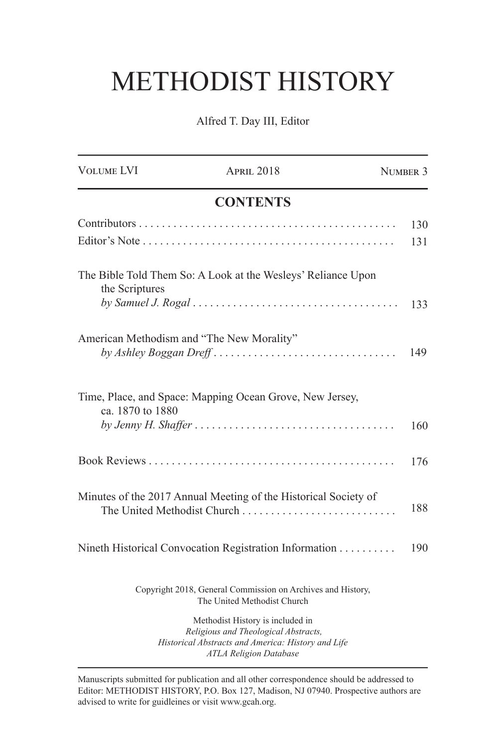# METHODIST HISTORY

Alfred T. Day III, Editor

| VOLUME LVI | APRIL 2018 | NUMBER 3 |
|---|---|---|

## CONTENTS

| | |
|---|---|
| Contributors | 130 |
| Editor's Note | 131 |
| The Bible Told Them So: A Look at the Wesleys' Reliance Upon the Scriptures *by Samuel J. Rogal* | 133 |
| American Methodism and "The New Morality" *by Ashley Boggan Dreff* | 149 |
| Time, Place, and Space: Mapping Ocean Grove, New Jersey, ca. 1870 to 1880 *by Jenny H. Shaffer* | 160 |
| Book Reviews | 176 |
| Minutes of the 2017 Annual Meeting of the Historical Society of The United Methodist Church | 188 |
| Nineth Historical Convocation Registration Information | 190 |

Copyright 2018, General Commission on Archives and History, The United Methodist Church

Methodist History is included in
*Religious and Theological Abstracts,*
*Historical Abstracts and America: History and Life*
*ATLA Religion Database*

Manuscripts submitted for publication and all other correspondence should be addressed to Editor: METHODIST HISTORY, P.O. Box 127, Madison, NJ 07940. Prospective authors are advised to write for guidleines or visit www.gcah.org.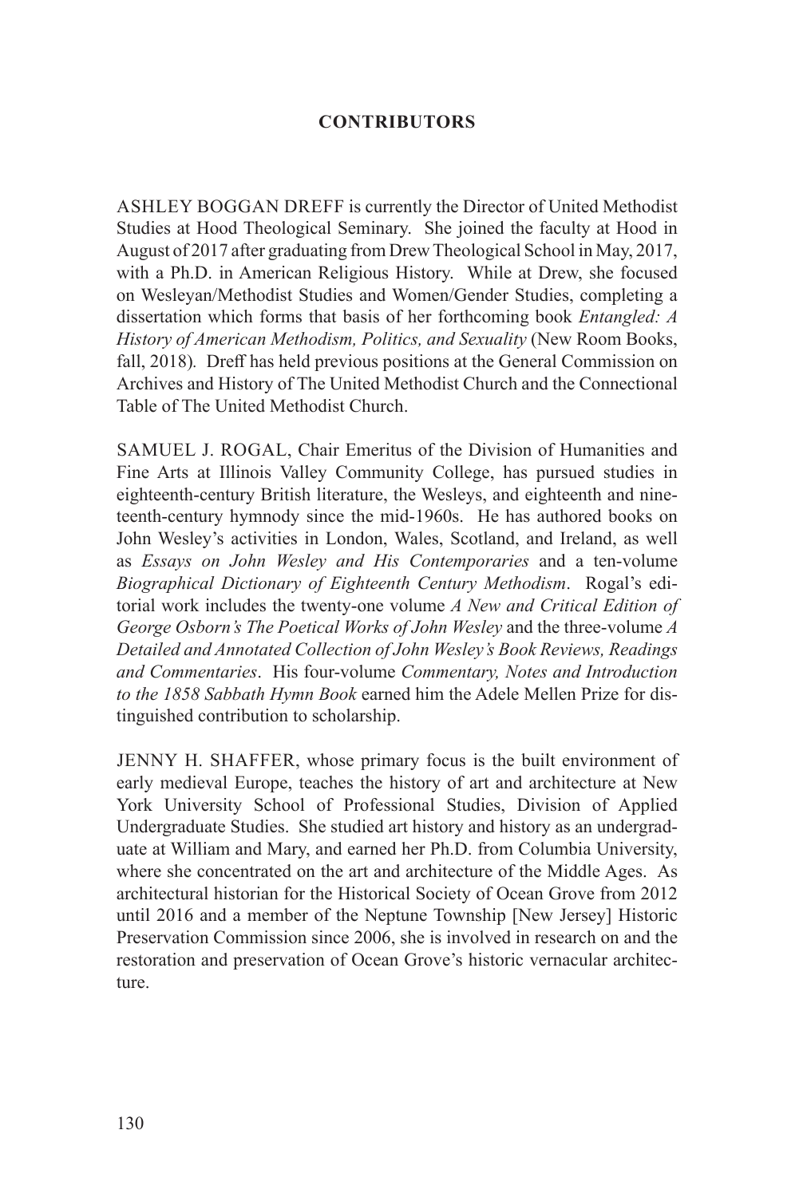## CONTRIBUTORS

ASHLEY BOGGAN DREFF is currently the Director of United Methodist Studies at Hood Theological Seminary. She joined the faculty at Hood in August of 2017 after graduating from Drew Theological School in May, 2017, with a Ph.D. in American Religious History. While at Drew, she focused on Wesleyan/Methodist Studies and Women/Gender Studies, completing a dissertation which forms that basis of her forthcoming book *Entangled: A History of American Methodism, Politics, and Sexuality* (New Room Books, fall, 2018). Dreff has held previous positions at the General Commission on Archives and History of The United Methodist Church and the Connectional Table of The United Methodist Church.

SAMUEL J. ROGAL, Chair Emeritus of the Division of Humanities and Fine Arts at Illinois Valley Community College, has pursued studies in eighteenth-century British literature, the Wesleys, and eighteenth and nineteenth-century hymnody since the mid-1960s. He has authored books on John Wesley's activities in London, Wales, Scotland, and Ireland, as well as *Essays on John Wesley and His Contemporaries* and a ten-volume *Biographical Dictionary of Eighteenth Century Methodism*. Rogal's editorial work includes the twenty-one volume *A New and Critical Edition of George Osborn's The Poetical Works of John Wesley* and the three-volume *A Detailed and Annotated Collection of John Wesley's Book Reviews, Readings and Commentaries*. His four-volume *Commentary, Notes and Introduction to the 1858 Sabbath Hymn Book* earned him the Adele Mellen Prize for distinguished contribution to scholarship.

JENNY H. SHAFFER, whose primary focus is the built environment of early medieval Europe, teaches the history of art and architecture at New York University School of Professional Studies, Division of Applied Undergraduate Studies. She studied art history and history as an undergraduate at William and Mary, and earned her Ph.D. from Columbia University, where she concentrated on the art and architecture of the Middle Ages. As architectural historian for the Historical Society of Ocean Grove from 2012 until 2016 and a member of the Neptune Township [New Jersey] Historic Preservation Commission since 2006, she is involved in research on and the restoration and preservation of Ocean Grove's historic vernacular architecture.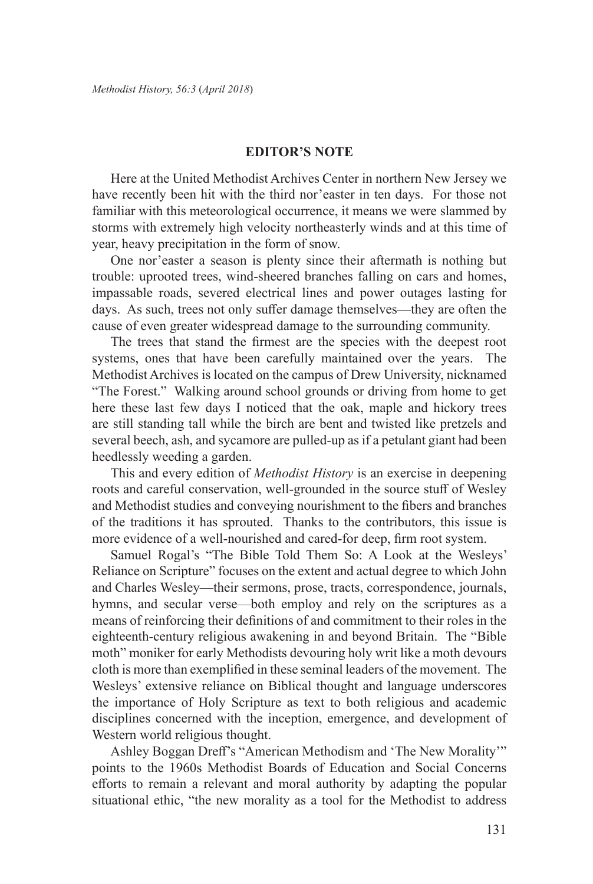## EDITOR'S NOTE

Here at the United Methodist Archives Center in northern New Jersey we have recently been hit with the third nor'easter in ten days. For those not familiar with this meteorological occurrence, it means we were slammed by storms with extremely high velocity northeasterly winds and at this time of year, heavy precipitation in the form of snow.

One nor'easter a season is plenty since their aftermath is nothing but trouble: uprooted trees, wind-sheered branches falling on cars and homes, impassable roads, severed electrical lines and power outages lasting for days. As such, trees not only suffer damage themselves—they are often the cause of even greater widespread damage to the surrounding community.

The trees that stand the firmest are the species with the deepest root systems, ones that have been carefully maintained over the years. The Methodist Archives is located on the campus of Drew University, nicknamed "The Forest." Walking around school grounds or driving from home to get here these last few days I noticed that the oak, maple and hickory trees are still standing tall while the birch are bent and twisted like pretzels and several beech, ash, and sycamore are pulled-up as if a petulant giant had been heedlessly weeding a garden.

This and every edition of *Methodist History* is an exercise in deepening roots and careful conservation, well-grounded in the source stuff of Wesley and Methodist studies and conveying nourishment to the fibers and branches of the traditions it has sprouted. Thanks to the contributors, this issue is more evidence of a well-nourished and cared-for deep, firm root system.

Samuel Rogal's "The Bible Told Them So: A Look at the Wesleys' Reliance on Scripture" focuses on the extent and actual degree to which John and Charles Wesley—their sermons, prose, tracts, correspondence, journals, hymns, and secular verse—both employ and rely on the scriptures as a means of reinforcing their definitions of and commitment to their roles in the eighteenth-century religious awakening in and beyond Britain. The "Bible moth" moniker for early Methodists devouring holy writ like a moth devours cloth is more than exemplified in these seminal leaders of the movement. The Wesleys' extensive reliance on Biblical thought and language underscores the importance of Holy Scripture as text to both religious and academic disciplines concerned with the inception, emergence, and development of Western world religious thought.

Ashley Boggan Dreff's "American Methodism and 'The New Morality'" points to the 1960s Methodist Boards of Education and Social Concerns efforts to remain a relevant and moral authority by adapting the popular situational ethic, "the new morality as a tool for the Methodist to address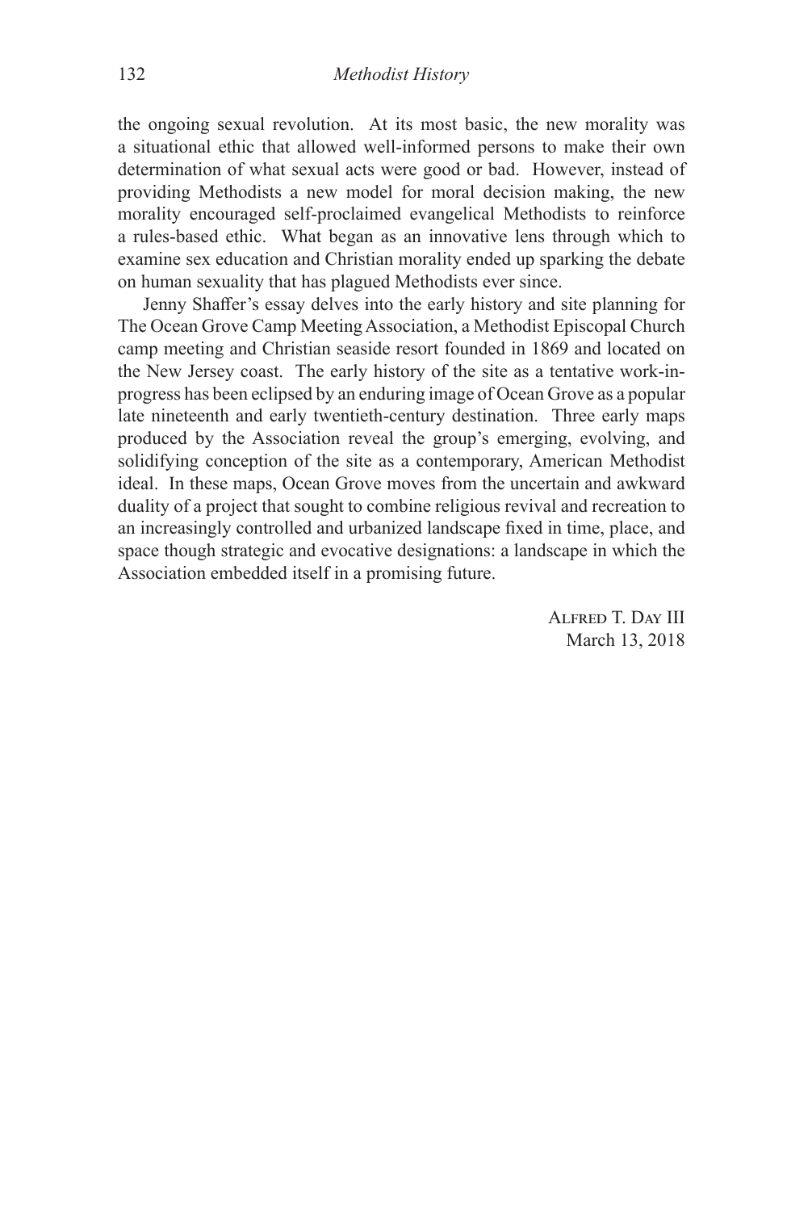the ongoing sexual revolution. At its most basic, the new morality was a situational ethic that allowed well-informed persons to make their own determination of what sexual acts were good or bad. However, instead of providing Methodists a new model for moral decision making, the new morality encouraged self-proclaimed evangelical Methodists to reinforce a rules-based ethic. What began as an innovative lens through which to examine sex education and Christian morality ended up sparking the debate on human sexuality that has plagued Methodists ever since.

Jenny Shaffer's essay delves into the early history and site planning for The Ocean Grove Camp Meeting Association, a Methodist Episcopal Church camp meeting and Christian seaside resort founded in 1869 and located on the New Jersey coast. The early history of the site as a tentative work-in-progress has been eclipsed by an enduring image of Ocean Grove as a popular late nineteenth and early twentieth-century destination. Three early maps produced by the Association reveal the group's emerging, evolving, and solidifying conception of the site as a contemporary, American Methodist ideal. In these maps, Ocean Grove moves from the uncertain and awkward duality of a project that sought to combine religious revival and recreation to an increasingly controlled and urbanized landscape fixed in time, place, and space though strategic and evocative designations: a landscape in which the Association embedded itself in a promising future.

Alfred T. Day III
March 13, 2018